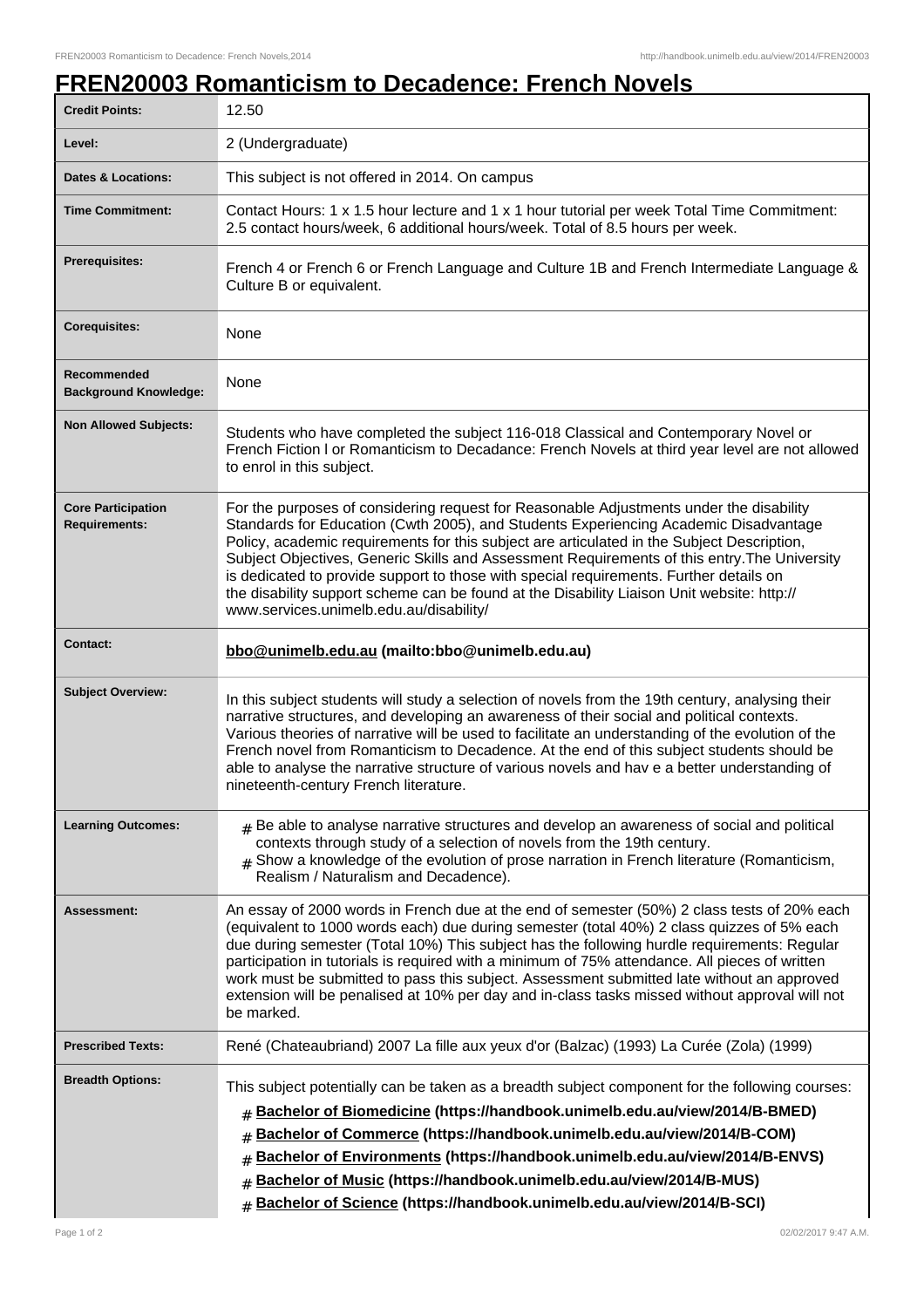# FREN20003 Romanticism to Decadence: French Novels

| | |
|---|---|
| **Credit Points:** | 12.50 |
| **Level:** | 2 (Undergraduate) |
| **Dates & Locations:** | This subject is not offered in 2014. On campus |
| **Time Commitment:** | Contact Hours: 1 x 1.5 hour lecture and 1 x 1 hour tutorial per week Total Time Commitment: 2.5 contact hours/week, 6 additional hours/week. Total of 8.5 hours per week. |
| **Prerequisites:** | French 4 or French 6 or French Language and Culture 1B and French Intermediate Language & Culture B or equivalent. |
| **Corequisites:** | None |
| **Recommended Background Knowledge:** | None |
| **Non Allowed Subjects:** | Students who have completed the subject 116-018 Classical and Contemporary Novel or French Fiction l or Romanticism to Decadance: French Novels at third year level are not allowed to enrol in this subject. |
| **Core Participation Requirements:** | For the purposes of considering request for Reasonable Adjustments under the disability Standards for Education (Cwth 2005), and Students Experiencing Academic Disadvantage Policy, academic requirements for this subject are articulated in the Subject Description, Subject Objectives, Generic Skills and Assessment Requirements of this entry.The University is dedicated to provide support to those with special requirements. Further details on the disability support scheme can be found at the Disability Liaison Unit website: http://www.services.unimelb.edu.au/disability/ |
| **Contact:** | **bbo@unimelb.edu.au (mailto:bbo@unimelb.edu.au)** |
| **Subject Overview:** | In this subject students will study a selection of novels from the 19th century, analysing their narrative structures, and developing an awareness of their social and political contexts. Various theories of narrative will be used to facilitate an understanding of the evolution of the French novel from Romanticism to Decadence. At the end of this subject students should be able to analyse the narrative structure of various novels and hav e a better understanding of nineteenth-century French literature. |
| **Learning Outcomes:** | # Be able to analyse narrative structures and develop an awareness of social and political contexts through study of a selection of novels from the 19th century.<br># Show a knowledge of the evolution of prose narration in French literature (Romanticism, Realism / Naturalism and Decadence). |
| **Assessment:** | An essay of 2000 words in French due at the end of semester (50%) 2 class tests of 20% each (equivalent to 1000 words each) due during semester (total 40%) 2 class quizzes of 5% each due during semester (Total 10%) This subject has the following hurdle requirements: Regular participation in tutorials is required with a minimum of 75% attendance. All pieces of written work must be submitted to pass this subject. Assessment submitted late without an approved extension will be penalised at 10% per day and in-class tasks missed without approval will not be marked. |
| **Prescribed Texts:** | René (Chateaubriand) 2007 La fille aux yeux d'or (Balzac) (1993) La Curée (Zola) (1999) |
| **Breadth Options:** | This subject potentially can be taken as a breadth subject component for the following courses:<br># **Bachelor of Biomedicine (https://handbook.unimelb.edu.au/view/2014/B-BMED)**<br># **Bachelor of Commerce (https://handbook.unimelb.edu.au/view/2014/B-COM)**<br># **Bachelor of Environments (https://handbook.unimelb.edu.au/view/2014/B-ENVS)**<br># **Bachelor of Music (https://handbook.unimelb.edu.au/view/2014/B-MUS)**<br># **Bachelor of Science (https://handbook.unimelb.edu.au/view/2014/B-SCI)** |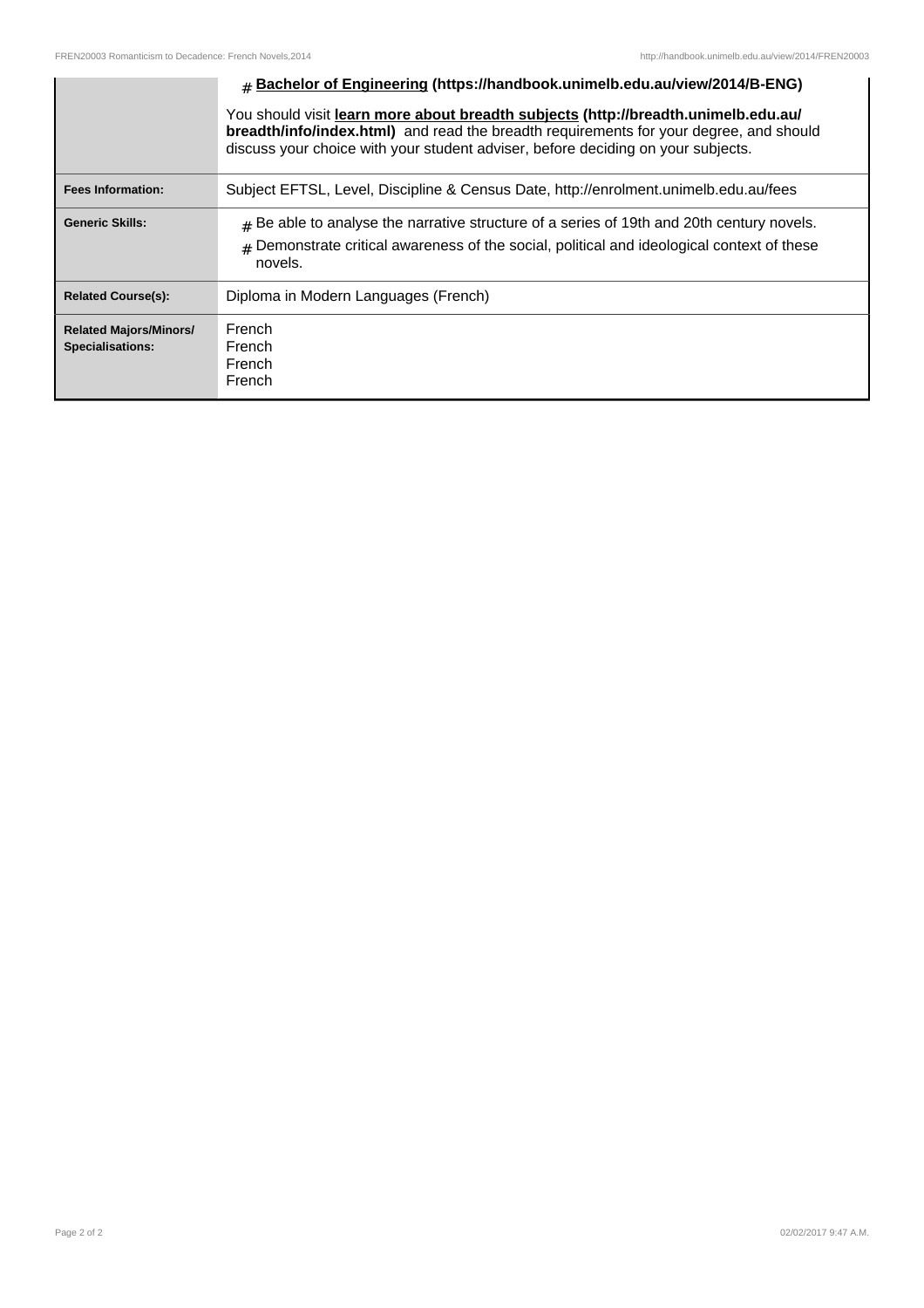| | |
|---|---|
| | # **Bachelor of Engineering (https://handbook.unimelb.edu.au/view/2014/B-ENG)**<br><br>You should visit **learn more about breadth subjects (http://breadth.unimelb.edu.au/breadth/info/index.html)** and read the breadth requirements for your degree, and should discuss your choice with your student adviser, before deciding on your subjects. |
| **Fees Information:** | Subject EFTSL, Level, Discipline & Census Date, http://enrolment.unimelb.edu.au/fees |
| **Generic Skills:** | # Be able to analyse the narrative structure of a series of 19th and 20th century novels.<br># Demonstrate critical awareness of the social, political and ideological context of these novels. |
| **Related Course(s):** | Diploma in Modern Languages (French) |
| **Related Majors/Minors/ Specialisations:** | French<br>French<br>French<br>French |